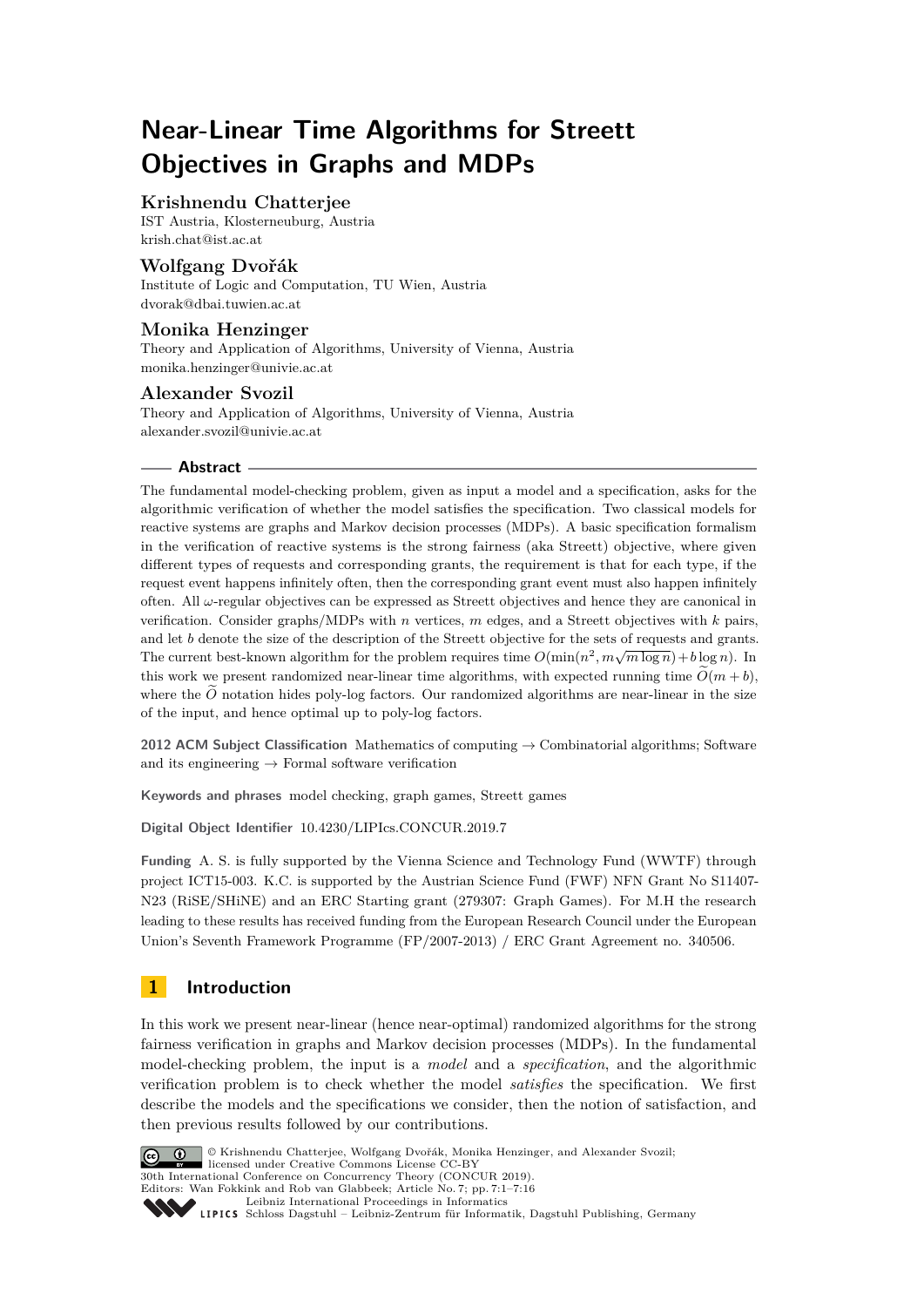# Near-Linear Time Algorithms for Streett Objectives in Graphs and MDPs

**Krishnendu Chatterjee**
IST Austria, Klosterneuburg, Austria
krish.chat@ist.ac.at

**Wolfgang Dvořák**
Institute of Logic and Computation, TU Wien, Austria
dvorak@dbai.tuwien.ac.at

**Monika Henzinger**
Theory and Application of Algorithms, University of Vienna, Austria
monika.henzinger@univie.ac.at

**Alexander Svozil**
Theory and Application of Algorithms, University of Vienna, Austria
alexander.svozil@univie.ac.at

## Abstract

The fundamental model-checking problem, given as input a model and a specification, asks for the algorithmic verification of whether the model satisfies the specification. Two classical models for reactive systems are graphs and Markov decision processes (MDPs). A basic specification formalism in the verification of reactive systems is the strong fairness (aka Streett) objective, where given different types of requests and corresponding grants, the requirement is that for each type, if the request event happens infinitely often, then the corresponding grant event must also happen infinitely often. All $\omega$-regular objectives can be expressed as Streett objectives and hence they are canonical in verification. Consider graphs/MDPs with $n$ vertices, $m$ edges, and a Streett objectives with $k$ pairs, and let $b$ denote the size of the description of the Streett objective for the sets of requests and grants. The current best-known algorithm for the problem requires time $O(\min(n^2, m\sqrt{m \log n}) + b \log n)$. In this work we present randomized near-linear time algorithms, with expected running time $\widetilde{O}(m + b)$, where the $\widetilde{O}$ notation hides poly-log factors. Our randomized algorithms are near-linear in the size of the input, and hence optimal up to poly-log factors.

**2012 ACM Subject Classification** Mathematics of computing → Combinatorial algorithms; Software and its engineering → Formal software verification

**Keywords and phrases** model checking, graph games, Streett games

**Digital Object Identifier** 10.4230/LIPIcs.CONCUR.2019.7

**Funding** A. S. is fully supported by the Vienna Science and Technology Fund (WWTF) through project ICT15-003. K.C. is supported by the Austrian Science Fund (FWF) NFN Grant No S11407-N23 (RiSE/SHiNE) and an ERC Starting grant (279307: Graph Games). For M.H the research leading to these results has received funding from the European Research Council under the European Union's Seventh Framework Programme (FP/2007-2013) / ERC Grant Agreement no. 340506.

## 1 Introduction

In this work we present near-linear (hence near-optimal) randomized algorithms for the strong fairness verification in graphs and Markov decision processes (MDPs). In the fundamental model-checking problem, the input is a *model* and a *specification*, and the algorithmic verification problem is to check whether the model *satisfies* the specification. We first describe the models and the specifications we consider, then the notion of satisfaction, and then previous results followed by our contributions.

© Krishnendu Chatterjee, Wolfgang Dvořák, Monika Henzinger, and Alexander Svozil; licensed under Creative Commons License CC-BY
30th International Conference on Concurrency Theory (CONCUR 2019).
Editors: Wan Fokkink and Rob van Glabbeek; Article No. 7; pp. 7:1–7:16
Leibniz International Proceedings in Informatics
Schloss Dagstuhl – Leibniz-Zentrum für Informatik, Dagstuhl Publishing, Germany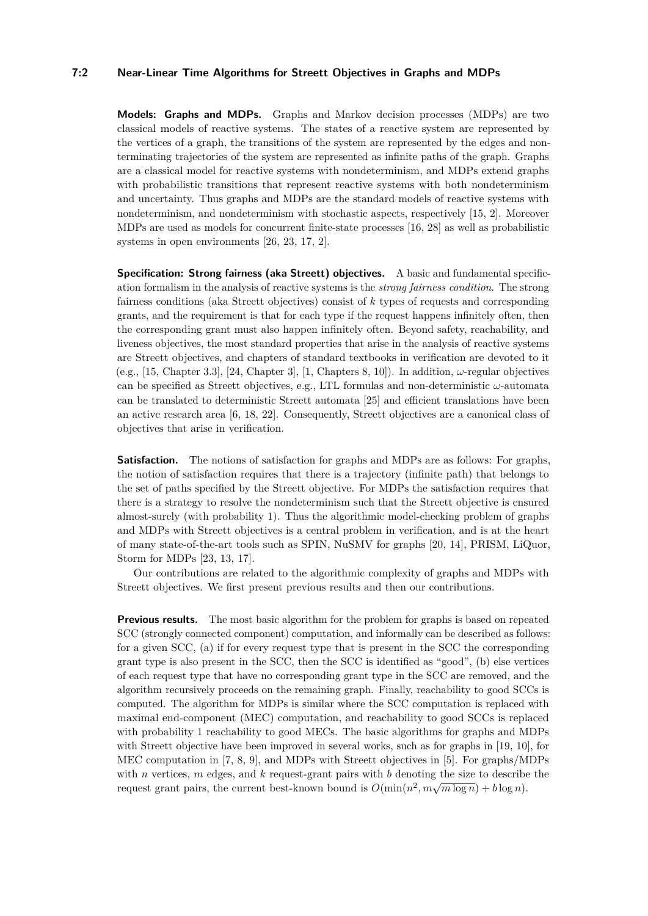**Models: Graphs and MDPs.** Graphs and Markov decision processes (MDPs) are two classical models of reactive systems. The states of a reactive system are represented by the vertices of a graph, the transitions of the system are represented by the edges and non-terminating trajectories of the system are represented as infinite paths of the graph. Graphs are a classical model for reactive systems with nondeterminism, and MDPs extend graphs with probabilistic transitions that represent reactive systems with both nondeterminism and uncertainty. Thus graphs and MDPs are the standard models of reactive systems with nondeterminism, and nondeterminism with stochastic aspects, respectively [15, 2]. Moreover MDPs are used as models for concurrent finite-state processes [16, 28] as well as probabilistic systems in open environments [26, 23, 17, 2].

**Specification: Strong fairness (aka Streett) objectives.** A basic and fundamental specification formalism in the analysis of reactive systems is the *strong fairness condition*. The strong fairness conditions (aka Streett objectives) consist of $k$ types of requests and corresponding grants, and the requirement is that for each type if the request happens infinitely often, then the corresponding grant must also happen infinitely often. Beyond safety, reachability, and liveness objectives, the most standard properties that arise in the analysis of reactive systems are Streett objectives, and chapters of standard textbooks in verification are devoted to it (e.g., [15, Chapter 3.3], [24, Chapter 3], [1, Chapters 8, 10]). In addition, $\omega$-regular objectives can be specified as Streett objectives, e.g., LTL formulas and non-deterministic $\omega$-automata can be translated to deterministic Streett automata [25] and efficient translations have been an active research area [6, 18, 22]. Consequently, Streett objectives are a canonical class of objectives that arise in verification.

**Satisfaction.** The notions of satisfaction for graphs and MDPs are as follows: For graphs, the notion of satisfaction requires that there is a trajectory (infinite path) that belongs to the set of paths specified by the Streett objective. For MDPs the satisfaction requires that there is a strategy to resolve the nondeterminism such that the Streett objective is ensured almost-surely (with probability 1). Thus the algorithmic model-checking problem of graphs and MDPs with Streett objectives is a central problem in verification, and is at the heart of many state-of-the-art tools such as SPIN, NuSMV for graphs [20, 14], PRISM, LiQuor, Storm for MDPs [23, 13, 17].

Our contributions are related to the algorithmic complexity of graphs and MDPs with Streett objectives. We first present previous results and then our contributions.

**Previous results.** The most basic algorithm for the problem for graphs is based on repeated SCC (strongly connected component) computation, and informally can be described as follows: for a given SCC, (a) if for every request type that is present in the SCC the corresponding grant type is also present in the SCC, then the SCC is identified as "good", (b) else vertices of each request type that have no corresponding grant type in the SCC are removed, and the algorithm recursively proceeds on the remaining graph. Finally, reachability to good SCCs is computed. The algorithm for MDPs is similar where the SCC computation is replaced with maximal end-component (MEC) computation, and reachability to good SCCs is replaced with probability 1 reachability to good MECs. The basic algorithms for graphs and MDPs with Streett objective have been improved in several works, such as for graphs in [19, 10], for MEC computation in [7, 8, 9], and MDPs with Streett objectives in [5]. For graphs/MDPs with $n$ vertices, $m$ edges, and $k$ request-grant pairs with $b$ denoting the size to describe the request grant pairs, the current best-known bound is $O(\min(n^2, m\sqrt{m \log n}) + b \log n)$.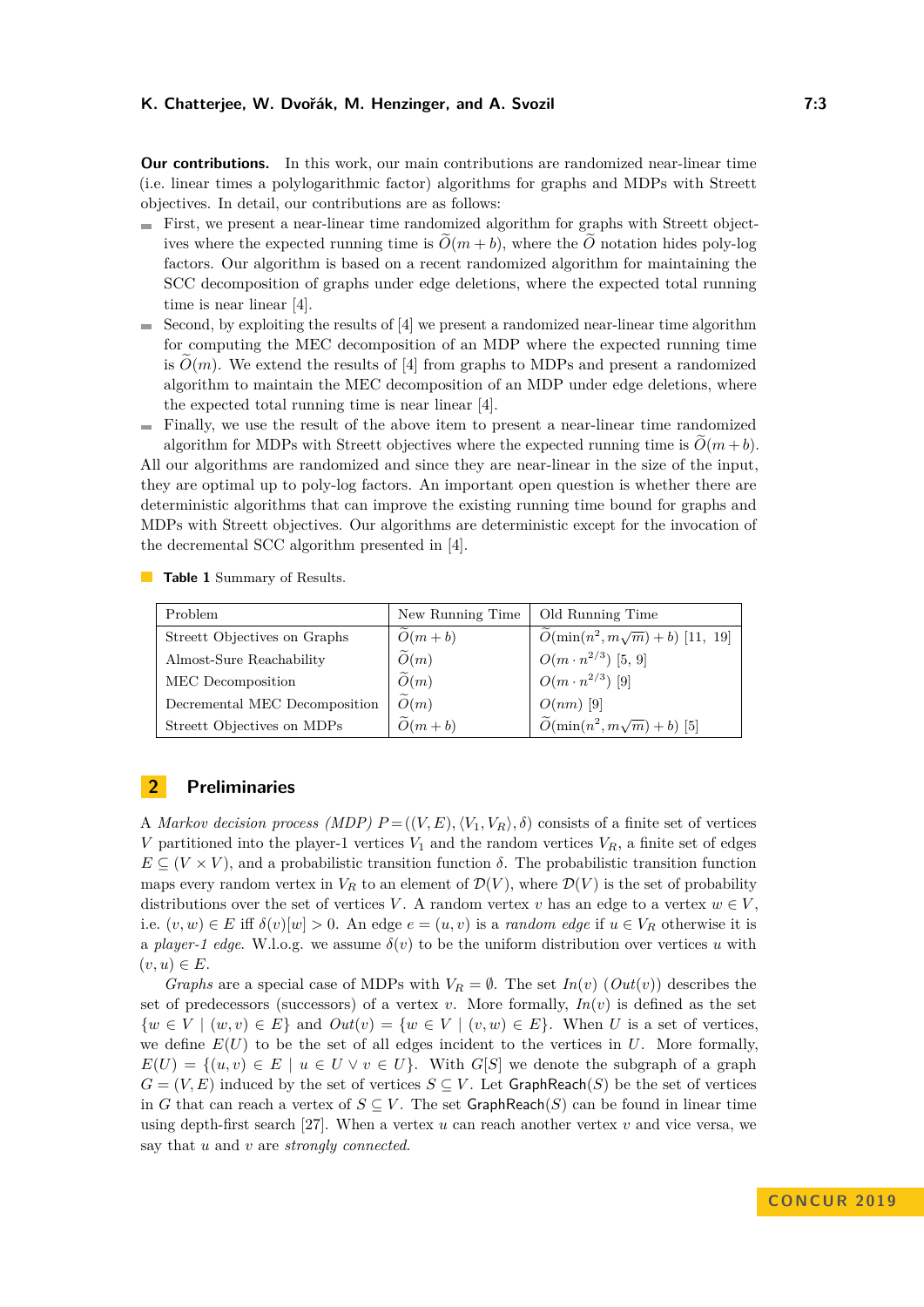**Our contributions.** In this work, our main contributions are randomized near-linear time (i.e. linear times a polylogarithmic factor) algorithms for graphs and MDPs with Streett objectives. In detail, our contributions are as follows:

- First, we present a near-linear time randomized algorithm for graphs with Streett objectives where the expected running time is $\widetilde{O}(m+b)$, where the $\widetilde{O}$ notation hides poly-log factors. Our algorithm is based on a recent randomized algorithm for maintaining the SCC decomposition of graphs under edge deletions, where the expected total running time is near linear [4].
- Second, by exploiting the results of [4] we present a randomized near-linear time algorithm for computing the MEC decomposition of an MDP where the expected running time is $\widetilde{O}(m)$. We extend the results of [4] from graphs to MDPs and present a randomized algorithm to maintain the MEC decomposition of an MDP under edge deletions, where the expected total running time is near linear [4].
- Finally, we use the result of the above item to present a near-linear time randomized algorithm for MDPs with Streett objectives where the expected running time is $\widetilde{O}(m+b)$.

All our algorithms are randomized and since they are near-linear in the size of the input, they are optimal up to poly-log factors. An important open question is whether there are deterministic algorithms that can improve the existing running time bound for graphs and MDPs with Streett objectives. Our algorithms are deterministic except for the invocation of the decremental SCC algorithm presented in [4].

**Table 1** Summary of Results.

| Problem | New Running Time | Old Running Time |
|---|---|---|
| Streett Objectives on Graphs | $\widetilde{O}(m+b)$ | $\widetilde{O}(\min(n^2, m\sqrt{m})+b)$ [11, 19] |
| Almost-Sure Reachability | $\widetilde{O}(m)$ | $O(m \cdot n^{2/3})$ [5, 9] |
| MEC Decomposition | $\widetilde{O}(m)$ | $O(m \cdot n^{2/3})$ [9] |
| Decremental MEC Decomposition | $\widetilde{O}(m)$ | $O(nm)$ [9] |
| Streett Objectives on MDPs | $\widetilde{O}(m+b)$ | $\widetilde{O}(\min(n^2, m\sqrt{m})+b)$ [5] |

## 2 Preliminaries

A *Markov decision process (MDP)* $P = ((V, E), \langle V_1, V_R \rangle, \delta)$ consists of a finite set of vertices $V$ partitioned into the player-1 vertices $V_1$ and the random vertices $V_R$, a finite set of edges $E \subseteq (V \times V)$, and a probabilistic transition function $\delta$. The probabilistic transition function maps every random vertex in $V_R$ to an element of $\mathcal{D}(V)$, where $\mathcal{D}(V)$ is the set of probability distributions over the set of vertices $V$. A random vertex $v$ has an edge to a vertex $w \in V$, i.e. $(v, w) \in E$ iff $\delta(v)[w] > 0$. An edge $e = (u, v)$ is a *random edge* if $u \in V_R$ otherwise it is a *player-1 edge*. W.l.o.g. we assume $\delta(v)$ to be the uniform distribution over vertices $u$ with $(v, u) \in E$.

*Graphs* are a special case of MDPs with $V_R = \emptyset$. The set $In(v)$ ($Out(v)$) describes the set of predecessors (successors) of a vertex $v$. More formally, $In(v)$ is defined as the set $\{w \in V \mid (w, v) \in E\}$ and $Out(v) = \{w \in V \mid (v, w) \in E\}$. When $U$ is a set of vertices, we define $E(U)$ to be the set of all edges incident to the vertices in $U$. More formally, $E(U) = \{(u, v) \in E \mid u \in U \vee v \in U\}$. With $G[S]$ we denote the subgraph of a graph $G = (V, E)$ induced by the set of vertices $S \subseteq V$. Let $\mathsf{GraphReach}(S)$ be the set of vertices in $G$ that can reach a vertex of $S \subseteq V$. The set $\mathsf{GraphReach}(S)$ can be found in linear time using depth-first search [27]. When a vertex $u$ can reach another vertex $v$ and vice versa, we say that $u$ and $v$ are *strongly connected*.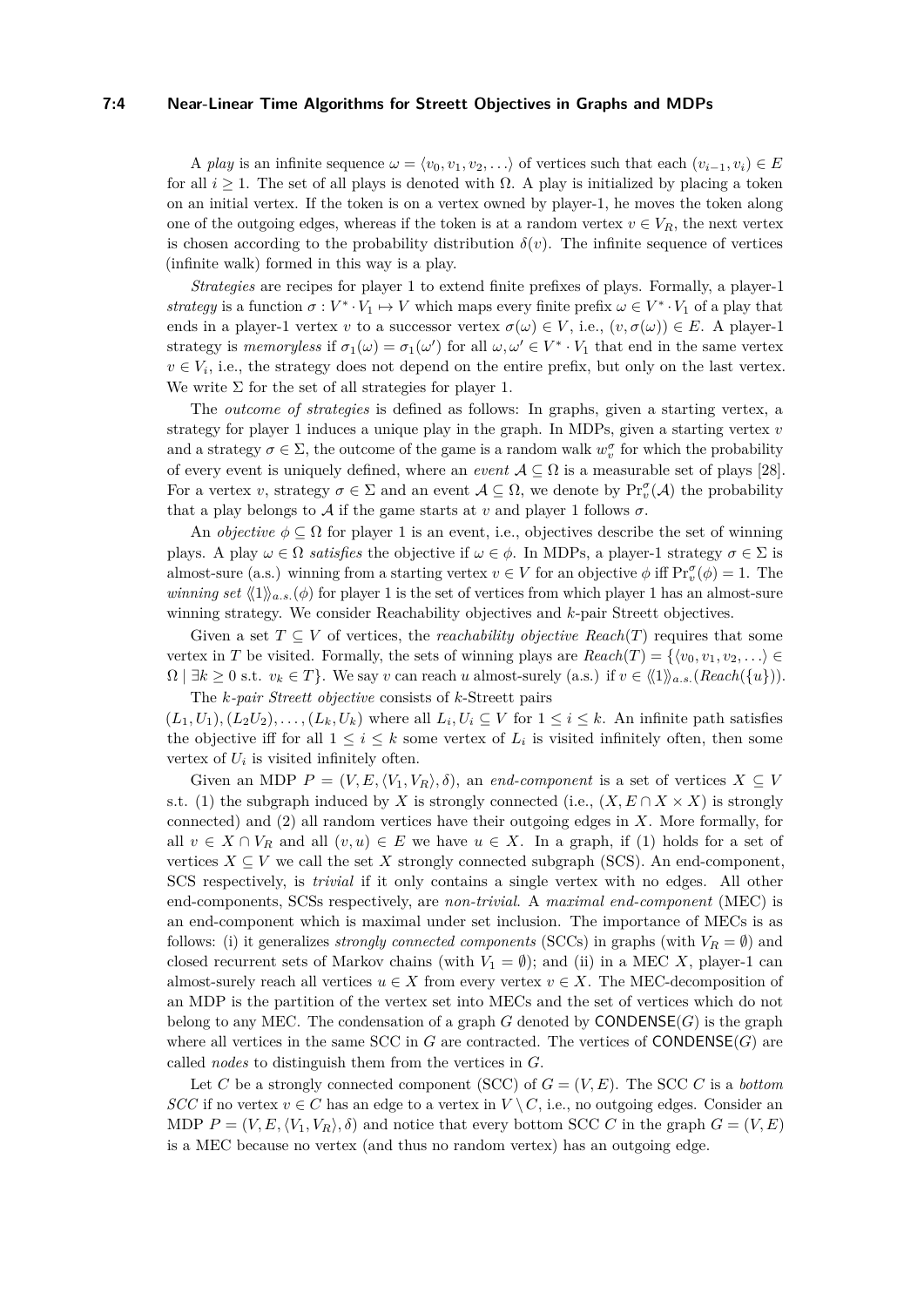A *play* is an infinite sequence $\omega = \langle v_0, v_1, v_2, \ldots \rangle$ of vertices such that each $(v_{i-1}, v_i) \in E$ for all $i \geq 1$. The set of all plays is denoted with $\Omega$. A play is initialized by placing a token on an initial vertex. If the token is on a vertex owned by player-1, he moves the token along one of the outgoing edges, whereas if the token is at a random vertex $v \in V_R$, the next vertex is chosen according to the probability distribution $\delta(v)$. The infinite sequence of vertices (infinite walk) formed in this way is a play.

*Strategies* are recipes for player 1 to extend finite prefixes of plays. Formally, a player-1 *strategy* is a function $\sigma : V^* \cdot V_1 \mapsto V$ which maps every finite prefix $\omega \in V^* \cdot V_1$ of a play that ends in a player-1 vertex $v$ to a successor vertex $\sigma(\omega) \in V$, i.e., $(v, \sigma(\omega)) \in E$. A player-1 strategy is *memoryless* if $\sigma_1(\omega) = \sigma_1(\omega')$ for all $\omega, \omega' \in V^* \cdot V_1$ that end in the same vertex $v \in V_i$, i.e., the strategy does not depend on the entire prefix, but only on the last vertex. We write $\Sigma$ for the set of all strategies for player 1.

The *outcome of strategies* is defined as follows: In graphs, given a starting vertex, a strategy for player 1 induces a unique play in the graph. In MDPs, given a starting vertex $v$ and a strategy $\sigma \in \Sigma$, the outcome of the game is a random walk $w_v^\sigma$ for which the probability of every event is uniquely defined, where an *event* $\mathcal{A} \subseteq \Omega$ is a measurable set of plays [28]. For a vertex $v$, strategy $\sigma \in \Sigma$ and an event $\mathcal{A} \subseteq \Omega$, we denote by $\Pr_v^\sigma(\mathcal{A})$ the probability that a play belongs to $\mathcal{A}$ if the game starts at $v$ and player 1 follows $\sigma$.

An *objective* $\phi \subseteq \Omega$ for player 1 is an event, i.e., objectives describe the set of winning plays. A play $\omega \in \Omega$ *satisfies* the objective if $\omega \in \phi$. In MDPs, a player-1 strategy $\sigma \in \Sigma$ is almost-sure (a.s.) winning from a starting vertex $v \in V$ for an objective $\phi$ iff $\Pr_v^\sigma(\phi) = 1$. The *winning set* $\langle\langle 1 \rangle\rangle_{a.s.}(\phi)$ for player 1 is the set of vertices from which player 1 has an almost-sure winning strategy. We consider Reachability objectives and $k$-pair Streett objectives.

Given a set $T \subseteq V$ of vertices, the *reachability objective* $\mathit{Reach}(T)$ requires that some vertex in $T$ be visited. Formally, the sets of winning plays are $\mathit{Reach}(T) = \{\langle v_0, v_1, v_2, \ldots \rangle \in \Omega \mid \exists k \geq 0 \text{ s.t. } v_k \in T\}$. We say $v$ can reach $u$ almost-surely (a.s.) if $v \in \langle\langle 1 \rangle\rangle_{a.s.}(\mathit{Reach}(\{u\}))$.

The *$k$-pair Streett objective* consists of $k$-Streett pairs $(L_1, U_1), (L_2 U_2), \ldots, (L_k, U_k)$ where all $L_i, U_i \subseteq V$ for $1 \leq i \leq k$. An infinite path satisfies the objective iff for all $1 \leq i \leq k$ some vertex of $L_i$ is visited infinitely often, then some vertex of $U_i$ is visited infinitely often.

Given an MDP $P = (V, E, \langle V_1, V_R \rangle, \delta)$, an *end-component* is a set of vertices $X \subseteq V$ s.t. (1) the subgraph induced by $X$ is strongly connected (i.e., $(X, E \cap X \times X)$ is strongly connected) and (2) all random vertices have their outgoing edges in $X$. More formally, for all $v \in X \cap V_R$ and all $(v, u) \in E$ we have $u \in X$. In a graph, if (1) holds for a set of vertices $X \subseteq V$ we call the set $X$ strongly connected subgraph (SCS). An end-component, SCS respectively, is *trivial* if it only contains a single vertex with no edges. All other end-components, SCSs respectively, are *non-trivial*. A *maximal end-component* (MEC) is an end-component which is maximal under set inclusion. The importance of MECs is as follows: (i) it generalizes *strongly connected components* (SCCs) in graphs (with $V_R = \emptyset$) and closed recurrent sets of Markov chains (with $V_1 = \emptyset$); and (ii) in a MEC $X$, player-1 can almost-surely reach all vertices $u \in X$ from every vertex $v \in X$. The MEC-decomposition of an MDP is the partition of the vertex set into MECs and the set of vertices which do not belong to any MEC. The condensation of a graph $G$ denoted by $\mathsf{CONDENSE}(G)$ is the graph where all vertices in the same SCC in $G$ are contracted. The vertices of $\mathsf{CONDENSE}(G)$ are called *nodes* to distinguish them from the vertices in $G$.

Let $C$ be a strongly connected component (SCC) of $G = (V, E)$. The SCC $C$ is a *bottom SCC* if no vertex $v \in C$ has an edge to a vertex in $V \setminus C$, i.e., no outgoing edges. Consider an MDP $P = (V, E, \langle V_1, V_R \rangle, \delta)$ and notice that every bottom SCC $C$ in the graph $G = (V, E)$ is a MEC because no vertex (and thus no random vertex) has an outgoing edge.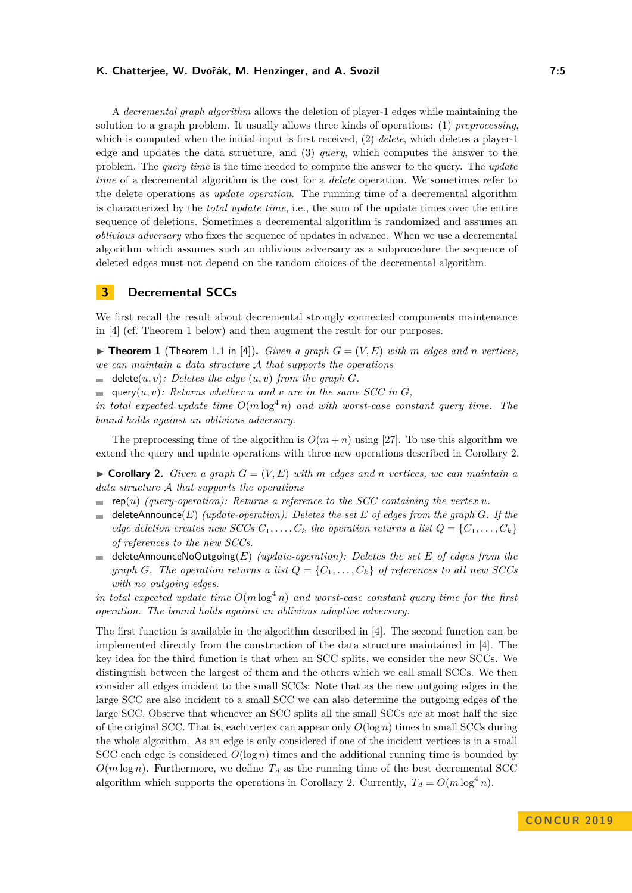A *decremental graph algorithm* allows the deletion of player-1 edges while maintaining the solution to a graph problem. It usually allows three kinds of operations: (1) *preprocessing*, which is computed when the initial input is first received, (2) *delete*, which deletes a player-1 edge and updates the data structure, and (3) *query*, which computes the answer to the problem. The *query time* is the time needed to compute the answer to the query. The *update time* of a decremental algorithm is the cost for a *delete* operation. We sometimes refer to the delete operations as *update operation*. The running time of a decremental algorithm is characterized by the *total update time*, i.e., the sum of the update times over the entire sequence of deletions. Sometimes a decremental algorithm is randomized and assumes an *oblivious adversary* who fixes the sequence of updates in advance. When we use a decremental algorithm which assumes such an oblivious adversary as a subprocedure the sequence of deleted edges must not depend on the random choices of the decremental algorithm.

## 3 Decremental SCCs

We first recall the result about decremental strongly connected components maintenance in [4] (cf. Theorem 1 below) and then augment the result for our purposes.

▶ **Theorem 1** (Theorem 1.1 in [4])**.** *Given a graph $G = (V, E)$ with $m$ edges and $n$ vertices, we can maintain a data structure $\mathcal{A}$ that supports the operations*

- delete$(u, v)$*: Deletes the edge $(u, v)$ from the graph $G$.*
- query$(u, v)$*: Returns whether $u$ and $v$ are in the same SCC in $G$,*

*in total expected update time $O(m \log^4 n)$ and with worst-case constant query time. The bound holds against an oblivious adversary.*

The preprocessing time of the algorithm is $O(m + n)$ using [27]. To use this algorithm we extend the query and update operations with three new operations described in Corollary 2.

▶ **Corollary 2.** *Given a graph $G = (V, E)$ with $m$ edges and $n$ vertices, we can maintain a data structure $\mathcal{A}$ that supports the operations*

- rep$(u)$ *(query-operation): Returns a reference to the SCC containing the vertex $u$.*
- deleteAnnounce$(E)$ *(update-operation): Deletes the set $E$ of edges from the graph $G$. If the edge deletion creates new SCCs $C_1, \ldots, C_k$ the operation returns a list $Q = \{C_1, \ldots, C_k\}$ of references to the new SCCs.*
- deleteAnnounceNoOutgoing$(E)$ *(update-operation): Deletes the set $E$ of edges from the graph $G$. The operation returns a list $Q = \{C_1, \ldots, C_k\}$ of references to all new SCCs with no outgoing edges.*

*in total expected update time $O(m \log^4 n)$ and worst-case constant query time for the first operation. The bound holds against an oblivious adaptive adversary.*

The first function is available in the algorithm described in [4]. The second function can be implemented directly from the construction of the data structure maintained in [4]. The key idea for the third function is that when an SCC splits, we consider the new SCCs. We distinguish between the largest of them and the others which we call small SCCs. We then consider all edges incident to the small SCCs: Note that as the new outgoing edges in the large SCC are also incident to a small SCC we can also determine the outgoing edges of the large SCC. Observe that whenever an SCC splits all the small SCCs are at most half the size of the original SCC. That is, each vertex can appear only $O(\log n)$ times in small SCCs during the whole algorithm. As an edge is only considered if one of the incident vertices is in a small SCC each edge is considered $O(\log n)$ times and the additional running time is bounded by $O(m \log n)$. Furthermore, we define $T_d$ as the running time of the best decremental SCC algorithm which supports the operations in Corollary 2. Currently, $T_d = O(m \log^4 n)$.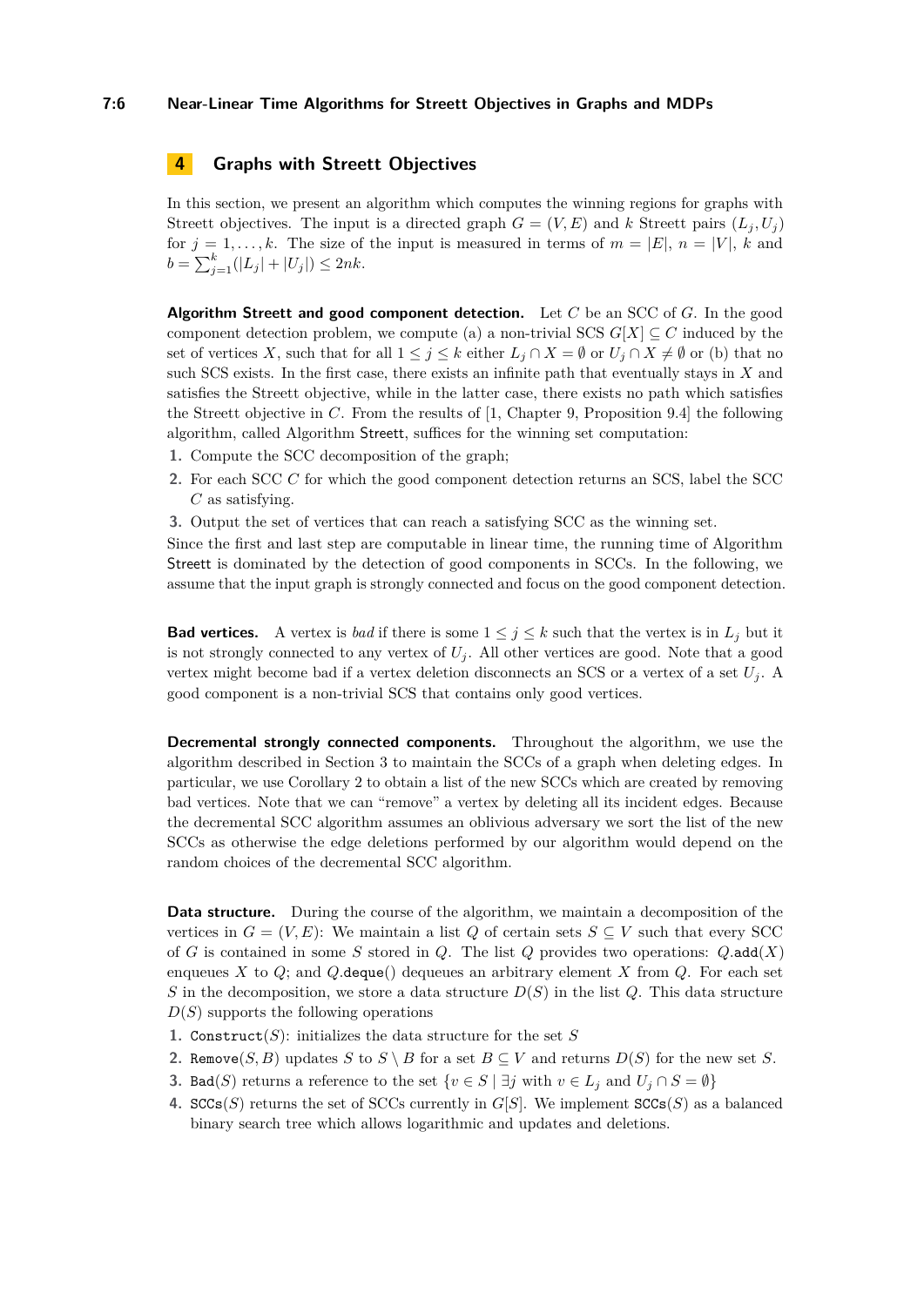## 4 Graphs with Streett Objectives

In this section, we present an algorithm which computes the winning regions for graphs with Streett objectives. The input is a directed graph $G = (V, E)$ and $k$ Streett pairs $(L_j, U_j)$ for $j = 1, \ldots, k$. The size of the input is measured in terms of $m = |E|$, $n = |V|$, $k$ and $b = \sum_{j=1}^{k}(|L_j| + |U_j|) \leq 2nk$.

**Algorithm Streett and good component detection.** Let $C$ be an SCC of $G$. In the good component detection problem, we compute (a) a non-trivial SCS $G[X] \subseteq C$ induced by the set of vertices $X$, such that for all $1 \leq j \leq k$ either $L_j \cap X = \emptyset$ or $U_j \cap X \neq \emptyset$ or (b) that no such SCS exists. In the first case, there exists an infinite path that eventually stays in $X$ and satisfies the Streett objective, while in the latter case, there exists no path which satisfies the Streett objective in $C$. From the results of [1, Chapter 9, Proposition 9.4] the following algorithm, called Algorithm Streett, suffices for the winning set computation:

1. Compute the SCC decomposition of the graph;
2. For each SCC $C$ for which the good component detection returns an SCS, label the SCC $C$ as satisfying.
3. Output the set of vertices that can reach a satisfying SCC as the winning set.

Since the first and last step are computable in linear time, the running time of Algorithm Streett is dominated by the detection of good components in SCCs. In the following, we assume that the input graph is strongly connected and focus on the good component detection.

**Bad vertices.** A vertex is *bad* if there is some $1 \leq j \leq k$ such that the vertex is in $L_j$ but it is not strongly connected to any vertex of $U_j$. All other vertices are good. Note that a good vertex might become bad if a vertex deletion disconnects an SCS or a vertex of a set $U_j$. A good component is a non-trivial SCS that contains only good vertices.

**Decremental strongly connected components.** Throughout the algorithm, we use the algorithm described in Section 3 to maintain the SCCs of a graph when deleting edges. In particular, we use Corollary 2 to obtain a list of the new SCCs which are created by removing bad vertices. Note that we can "remove" a vertex by deleting all its incident edges. Because the decremental SCC algorithm assumes an oblivious adversary we sort the list of the new SCCs as otherwise the edge deletions performed by our algorithm would depend on the random choices of the decremental SCC algorithm.

**Data structure.** During the course of the algorithm, we maintain a decomposition of the vertices in $G = (V, E)$: We maintain a list $Q$ of certain sets $S \subseteq V$ such that every SCC of $G$ is contained in some $S$ stored in $Q$. The list $Q$ provides two operations: $Q$.add($X$) enqueues $X$ to $Q$; and $Q$.deque() dequeues an arbitrary element $X$ from $Q$. For each set $S$ in the decomposition, we store a data structure $D(S)$ in the list $Q$. This data structure $D(S)$ supports the following operations

1. `Construct`($S$): initializes the data structure for the set $S$
2. `Remove`($S, B$) updates $S$ to $S \setminus B$ for a set $B \subseteq V$ and returns $D(S)$ for the new set $S$.
3. `Bad`($S$) returns a reference to the set $\{v \in S \mid \exists j \text{ with } v \in L_j \text{ and } U_j \cap S = \emptyset\}$
4. `SCCs`($S$) returns the set of SCCs currently in $G[S]$. We implement `SCCs`($S$) as a balanced binary search tree which allows logarithmic and updates and deletions.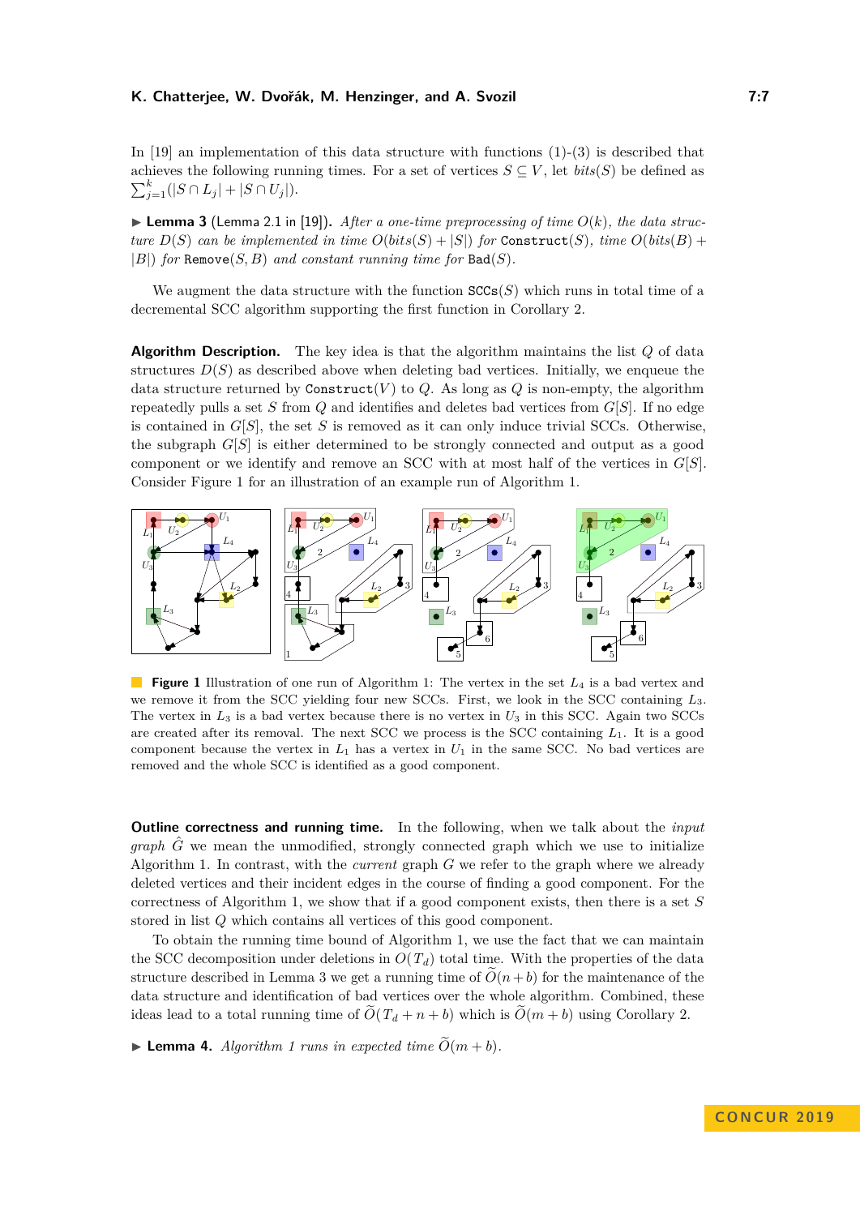In [19] an implementation of this data structure with functions (1)-(3) is described that achieves the following running times. For a set of vertices $S \subseteq V$, let $bits(S)$ be defined as $\sum_{j=1}^{k}(|S \cap L_j| + |S \cap U_j|)$.

▶ **Lemma 3** (Lemma 2.1 in [19]). *After a one-time preprocessing of time $O(k)$, the data structure $D(S)$ can be implemented in time $O(bits(S) + |S|)$ for* `Construct`$(S)$*, time $O(bits(B) + |B|)$ for* `Remove`$(S, B)$ *and constant running time for* `Bad`$(S)$.

We augment the data structure with the function `SCCs`$(S)$ which runs in total time of a decremental SCC algorithm supporting the first function in Corollary 2.

**Algorithm Description.** The key idea is that the algorithm maintains the list $Q$ of data structures $D(S)$ as described above when deleting bad vertices. Initially, we enqueue the data structure returned by `Construct`$(V)$ to $Q$. As long as $Q$ is non-empty, the algorithm repeatedly pulls a set $S$ from $Q$ and identifies and deletes bad vertices from $G[S]$. If no edge is contained in $G[S]$, the set $S$ is removed as it can only induce trivial SCCs. Otherwise, the subgraph $G[S]$ is either determined to be strongly connected and output as a good component or we identify and remove an SCC with at most half of the vertices in $G[S]$. Consider Figure 1 for an illustration of an example run of Algorithm 1.

**Figure 1** Illustration of one run of Algorithm 1: The vertex in the set $L_4$ is a bad vertex and we remove it from the SCC yielding four new SCCs. First, we look in the SCC containing $L_3$. The vertex in $L_3$ is a bad vertex because there is no vertex in $U_3$ in this SCC. Again two SCCs are created after its removal. The next SCC we process is the SCC containing $L_1$. It is a good component because the vertex in $L_1$ has a vertex in $U_1$ in the same SCC. No bad vertices are removed and the whole SCC is identified as a good component.

**Outline correctness and running time.** In the following, when we talk about the *input graph* $\hat{G}$ we mean the unmodified, strongly connected graph which we use to initialize Algorithm 1. In contrast, with the *current* graph $G$ we refer to the graph where we already deleted vertices and their incident edges in the course of finding a good component. For the correctness of Algorithm 1, we show that if a good component exists, then there is a set $S$ stored in list $Q$ which contains all vertices of this good component.

To obtain the running time bound of Algorithm 1, we use the fact that we can maintain the SCC decomposition under deletions in $O(T_d)$ total time. With the properties of the data structure described in Lemma 3 we get a running time of $\widetilde{O}(n+b)$ for the maintenance of the data structure and identification of bad vertices over the whole algorithm. Combined, these ideas lead to a total running time of $\widetilde{O}(T_d + n + b)$ which is $\widetilde{O}(m + b)$ using Corollary 2.

▶ **Lemma 4.** *Algorithm 1 runs in expected time $\widetilde{O}(m + b)$.*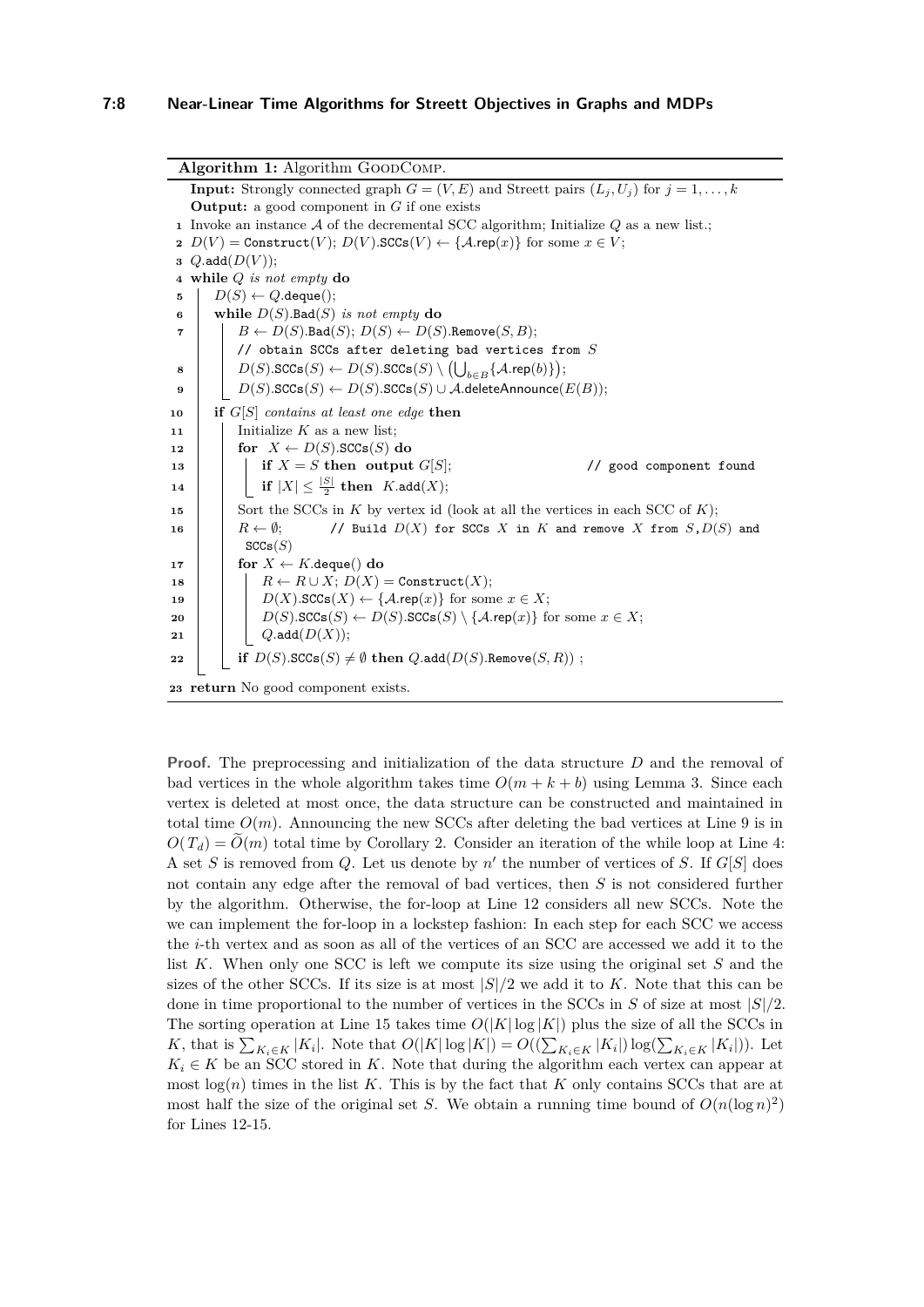**Algorithm 1:** Algorithm GoodComp.

```
Input: Strongly connected graph G = (V, E) and Streett pairs (L_j, U_j) for j = 1, ..., k
Output: a good component in G if one exists
1  Invoke an instance A of the decremental SCC algorithm; Initialize Q as a new list.;
2  D(V) = Construct(V); D(V).SCCs(V) ← {A.rep(x)} for some x ∈ V;
3  Q.add(D(V));
4  while Q is not empty do
5      D(S) ← Q.deque();
6      while D(S).Bad(S) is not empty do
7          B ← D(S).Bad(S); D(S) ← D(S).Remove(S, B);
           // obtain SCCs after deleting bad vertices from S
8          D(S).SCCs(S) ← D(S).SCCs(S) \ (⋃_{b∈B} {A.rep(b)});
9          D(S).SCCs(S) ← D(S).SCCs(S) ∪ A.deleteAnnounce(E(B));
10     if G[S] contains at least one edge then
11         Initialize K as a new list;
12         for X ← D(S).SCCs(S) do
13             if X = S then output G[S];                    // good component found
14             if |X| ≤ |S|/2 then K.add(X);
15         Sort the SCCs in K by vertex id (look at all the vertices in each SCC of K);
16         R ← ∅;       // Build D(X) for SCCs X in K and remove X from S, D(S) and
                        SCCs(S)
17         for X ← K.deque() do
18             R ← R ∪ X; D(X) = Construct(X);
19             D(X).SCCs(X) ← {A.rep(x)} for some x ∈ X;
20             D(S).SCCs(S) ← D(S).SCCs(S) \ {A.rep(x)} for some x ∈ X;
21             Q.add(D(X));
22         if D(S).SCCs(S) ≠ ∅ then Q.add(D(S).Remove(S, R)) ;
23 return No good component exists.
```

**Proof.** The preprocessing and initialization of the data structure $D$ and the removal of bad vertices in the whole algorithm takes time $O(m + k + b)$ using Lemma 3. Since each vertex is deleted at most once, the data structure can be constructed and maintained in total time $O(m)$. Announcing the new SCCs after deleting the bad vertices at Line 9 is in $O(T_d) = \widetilde{O}(m)$ total time by Corollary 2. Consider an iteration of the while loop at Line 4: A set $S$ is removed from $Q$. Let us denote by $n'$ the number of vertices of $S$. If $G[S]$ does not contain any edge after the removal of bad vertices, then $S$ is not considered further by the algorithm. Otherwise, the for-loop at Line 12 considers all new SCCs. Note the we can implement the for-loop in a lockstep fashion: In each step for each SCC we access the $i$-th vertex and as soon as all of the vertices of an SCC are accessed we add it to the list $K$. When only one SCC is left we compute its size using the original set $S$ and the sizes of the other SCCs. If its size is at most $|S|/2$ we add it to $K$. Note that this can be done in time proportional to the number of vertices in the SCCs in $S$ of size at most $|S|/2$. The sorting operation at Line 15 takes time $O(|K| \log |K|)$ plus the size of all the SCCs in $K$, that is $\sum_{K_i \in K} |K_i|$. Note that $O(|K| \log |K|) = O((\sum_{K_i \in K} |K_i|) \log(\sum_{K_i \in K} |K_i|))$. Let $K_i \in K$ be an SCC stored in $K$. Note that during the algorithm each vertex can appear at most $\log(n)$ times in the list $K$. This is by the fact that $K$ only contains SCCs that are at most half the size of the original set $S$. We obtain a running time bound of $O(n(\log n)^2)$ for Lines 12-15.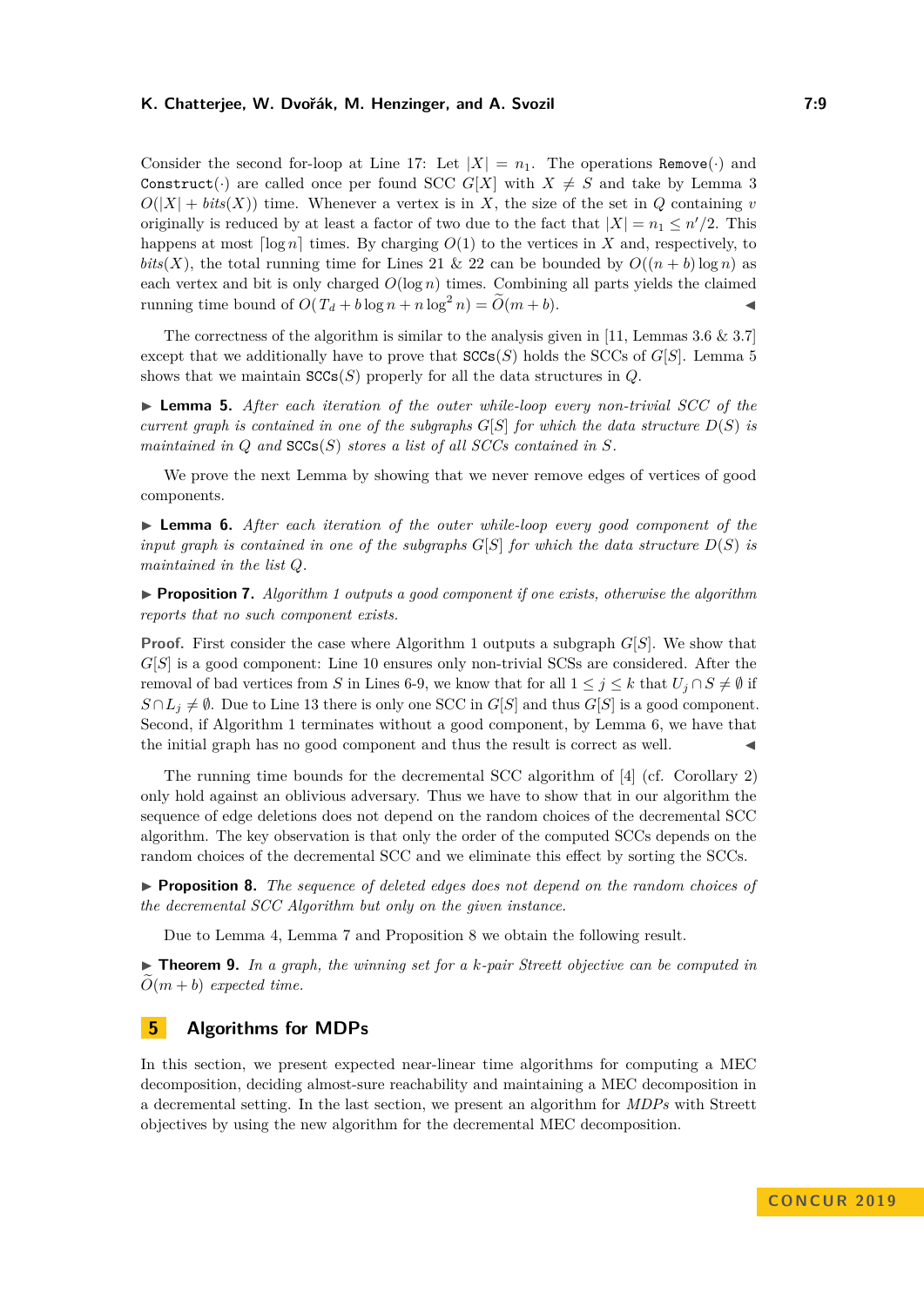Consider the second for-loop at Line 17: Let $|X| = n_1$. The operations `Remove(·)` and `Construct(·)` are called once per found SCC $G[X]$ with $X \neq S$ and take by Lemma 3 $O(|X| + bits(X))$ time. Whenever a vertex is in $X$, the size of the set in $Q$ containing $v$ originally is reduced by at least a factor of two due to the fact that $|X| = n_1 \leq n'/2$. This happens at most $\lceil \log n \rceil$ times. By charging $O(1)$ to the vertices in $X$ and, respectively, to $bits(X)$, the total running time for Lines 21 & 22 can be bounded by $O((n + b) \log n)$ as each vertex and bit is only charged $O(\log n)$ times. Combining all parts yields the claimed running time bound of $O(T_d + b \log n + n \log^2 n) = \widetilde{O}(m + b)$. ◀

The correctness of the algorithm is similar to the analysis given in [11, Lemmas 3.6 & 3.7] except that we additionally have to prove that $\texttt{SCCs}(S)$ holds the SCCs of $G[S]$. Lemma 5 shows that we maintain $\texttt{SCCs}(S)$ properly for all the data structures in $Q$.

▶ **Lemma 5.** *After each iteration of the outer while-loop every non-trivial SCC of the current graph is contained in one of the subgraphs $G[S]$ for which the data structure $D(S)$ is maintained in $Q$ and $\texttt{SCCs}(S)$ stores a list of all SCCs contained in $S$.*

We prove the next Lemma by showing that we never remove edges of vertices of good components.

▶ **Lemma 6.** *After each iteration of the outer while-loop every good component of the input graph is contained in one of the subgraphs $G[S]$ for which the data structure $D(S)$ is maintained in the list $Q$.*

▶ **Proposition 7.** *Algorithm 1 outputs a good component if one exists, otherwise the algorithm reports that no such component exists.*

**Proof.** First consider the case where Algorithm 1 outputs a subgraph $G[S]$. We show that $G[S]$ is a good component: Line 10 ensures only non-trivial SCSs are considered. After the removal of bad vertices from $S$ in Lines 6-9, we know that for all $1 \leq j \leq k$ that $U_j \cap S \neq \emptyset$ if $S \cap L_j \neq \emptyset$. Due to Line 13 there is only one SCC in $G[S]$ and thus $G[S]$ is a good component. Second, if Algorithm 1 terminates without a good component, by Lemma 6, we have that the initial graph has no good component and thus the result is correct as well. ◀

The running time bounds for the decremental SCC algorithm of [4] (cf. Corollary 2) only hold against an oblivious adversary. Thus we have to show that in our algorithm the sequence of edge deletions does not depend on the random choices of the decremental SCC algorithm. The key observation is that only the order of the computed SCCs depends on the random choices of the decremental SCC and we eliminate this effect by sorting the SCCs.

▶ **Proposition 8.** *The sequence of deleted edges does not depend on the random choices of the decremental SCC Algorithm but only on the given instance.*

Due to Lemma 4, Lemma 7 and Proposition 8 we obtain the following result.

▶ **Theorem 9.** *In a graph, the winning set for a $k$-pair Streett objective can be computed in $\widetilde{O}(m + b)$ expected time.*

## 5 Algorithms for MDPs

In this section, we present expected near-linear time algorithms for computing a MEC decomposition, deciding almost-sure reachability and maintaining a MEC decomposition in a decremental setting. In the last section, we present an algorithm for *MDPs* with Streett objectives by using the new algorithm for the decremental MEC decomposition.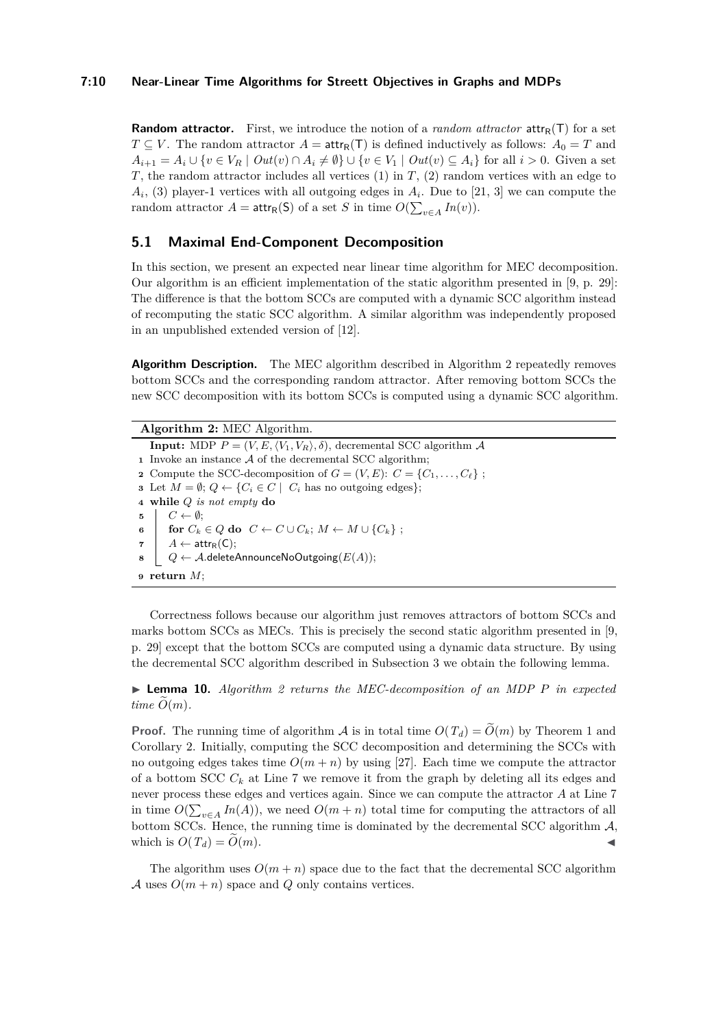**Random attractor.** First, we introduce the notion of a *random attractor* $\mathsf{attr_R(T)}$ for a set $T \subseteq V$. The random attractor $A = \mathsf{attr_R(T)}$ is defined inductively as follows: $A_0 = T$ and $A_{i+1} = A_i \cup \{v \in V_R \mid Out(v) \cap A_i \neq \emptyset\} \cup \{v \in V_1 \mid Out(v) \subseteq A_i\}$ for all $i > 0$. Given a set $T$, the random attractor includes all vertices (1) in $T$, (2) random vertices with an edge to $A_i$, (3) player-1 vertices with all outgoing edges in $A_i$. Due to [21, 3] we can compute the random attractor $A = \mathsf{attr_R(S)}$ of a set $S$ in time $O(\sum_{v \in A} In(v))$.

## 5.1 Maximal End-Component Decomposition

In this section, we present an expected near linear time algorithm for MEC decomposition. Our algorithm is an efficient implementation of the static algorithm presented in [9, p. 29]: The difference is that the bottom SCCs are computed with a dynamic SCC algorithm instead of recomputing the static SCC algorithm. A similar algorithm was independently proposed in an unpublished extended version of [12].

**Algorithm Description.** The MEC algorithm described in Algorithm 2 repeatedly removes bottom SCCs and the corresponding random attractor. After removing bottom SCCs the new SCC decomposition with its bottom SCCs is computed using a dynamic SCC algorithm.

**Algorithm 2:** MEC Algorithm.

```
  Input: MDP P = (V, E, ⟨V1, VR⟩, δ), decremental SCC algorithm 𝒜
1 Invoke an instance 𝒜 of the decremental SCC algorithm;
2 Compute the SCC-decomposition of G = (V, E): C = {C1, ..., Cℓ} ;
3 Let M = ∅; Q ← {Ci ∈ C | Ci has no outgoing edges};
4 while Q is not empty do
5     C ← ∅;
6     for Ck ∈ Q do  C ← C ∪ Ck; M ← M ∪ {Ck} ;
7     A ← attr_R(C);
8     Q ← 𝒜.deleteAnnounceNoOutgoing(E(A));
9 return M;
```

Correctness follows because our algorithm just removes attractors of bottom SCCs and marks bottom SCCs as MECs. This is precisely the second static algorithm presented in [9, p. 29] except that the bottom SCCs are computed using a dynamic data structure. By using the decremental SCC algorithm described in Subsection 3 we obtain the following lemma.

▶ **Lemma 10.** *Algorithm 2 returns the MEC-decomposition of an MDP $P$ in expected time $\widetilde{O}(m)$.*

**Proof.** The running time of algorithm $\mathcal{A}$ is in total time $O(T_d) = \widetilde{O}(m)$ by Theorem 1 and Corollary 2. Initially, computing the SCC decomposition and determining the SCCs with no outgoing edges takes time $O(m+n)$ by using [27]. Each time we compute the attractor of a bottom SCC $C_k$ at Line 7 we remove it from the graph by deleting all its edges and never process these edges and vertices again. Since we can compute the attractor $A$ at Line 7 in time $O(\sum_{v \in A} In(A))$, we need $O(m+n)$ total time for computing the attractors of all bottom SCCs. Hence, the running time is dominated by the decremental SCC algorithm $\mathcal{A}$, which is $O(T_d) = \widetilde{O}(m)$. ◀

The algorithm uses $O(m+n)$ space due to the fact that the decremental SCC algorithm $\mathcal{A}$ uses $O(m+n)$ space and $Q$ only contains vertices.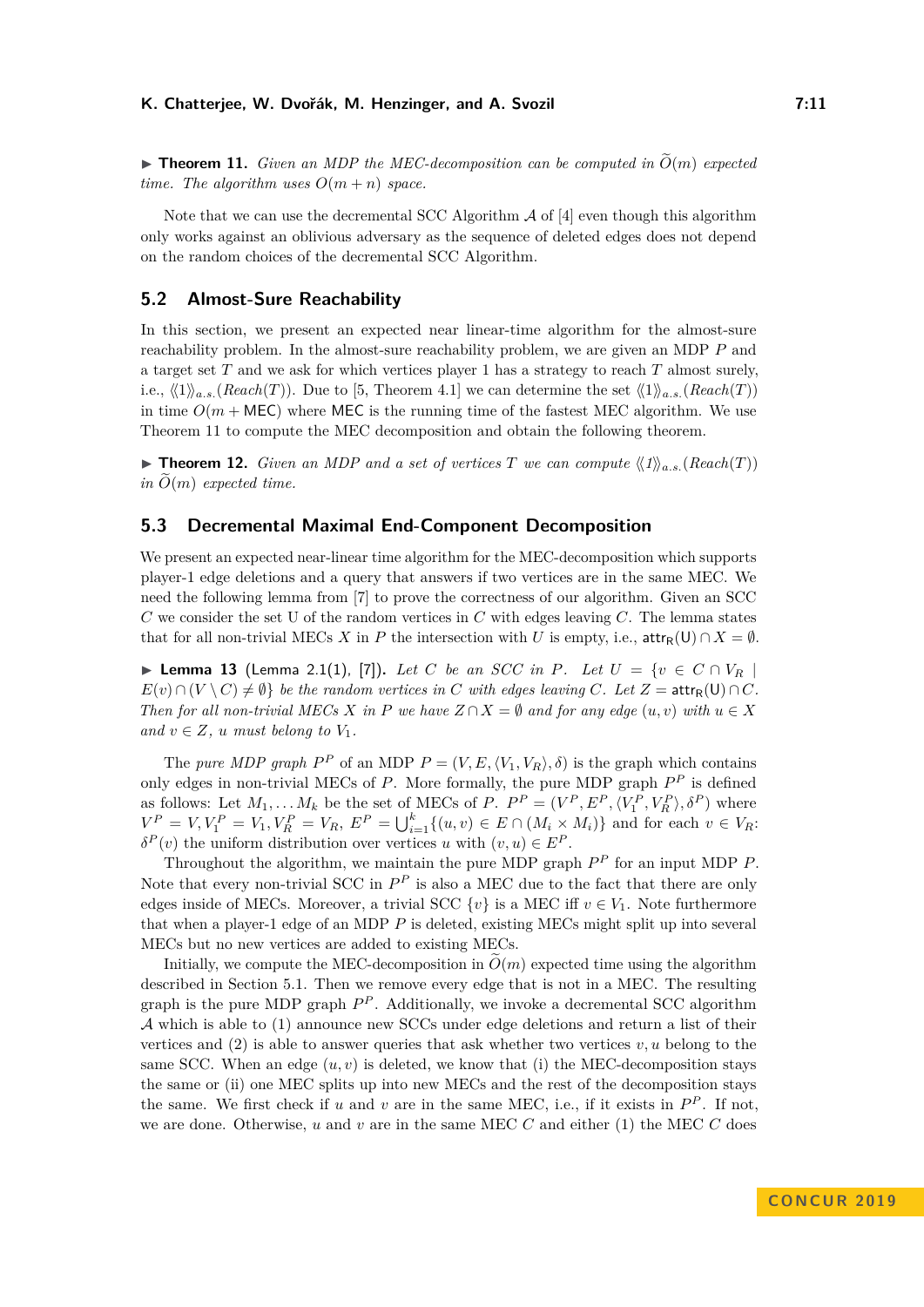▶ **Theorem 11.** *Given an MDP the MEC-decomposition can be computed in $\widetilde{O}(m)$ expected time. The algorithm uses $O(m+n)$ space.*

Note that we can use the decremental SCC Algorithm $\mathcal{A}$ of [4] even though this algorithm only works against an oblivious adversary as the sequence of deleted edges does not depend on the random choices of the decremental SCC Algorithm.

## 5.2 Almost-Sure Reachability

In this section, we present an expected near linear-time algorithm for the almost-sure reachability problem. In the almost-sure reachability problem, we are given an MDP $P$ and a target set $T$ and we ask for which vertices player 1 has a strategy to reach $T$ almost surely, i.e., $\langle\langle 1\rangle\rangle_{a.s.}(Reach(T))$. Due to [5, Theorem 4.1] we can determine the set $\langle\langle 1\rangle\rangle_{a.s.}(Reach(T))$ in time $O(m + \mathsf{MEC})$ where $\mathsf{MEC}$ is the running time of the fastest MEC algorithm. We use Theorem 11 to compute the MEC decomposition and obtain the following theorem.

▶ **Theorem 12.** *Given an MDP and a set of vertices $T$ we can compute $\langle\langle 1\rangle\rangle_{a.s.}(Reach(T))$ in $\widetilde{O}(m)$ expected time.*

## 5.3 Decremental Maximal End-Component Decomposition

We present an expected near-linear time algorithm for the MEC-decomposition which supports player-1 edge deletions and a query that answers if two vertices are in the same MEC. We need the following lemma from [7] to prove the correctness of our algorithm. Given an SCC $C$ we consider the set U of the random vertices in $C$ with edges leaving $C$. The lemma states that for all non-trivial MECs $X$ in $P$ the intersection with $U$ is empty, i.e., $\mathsf{attr}_\mathsf{R}(\mathsf{U}) \cap X = \emptyset$.

▶ **Lemma 13** (Lemma 2.1(1), [7])**.** *Let $C$ be an SCC in $P$. Let $U = \{v \in C \cap V_R \mid E(v) \cap (V \setminus C) \neq \emptyset\}$ be the random vertices in $C$ with edges leaving $C$. Let $Z = \mathsf{attr}_\mathsf{R}(\mathsf{U}) \cap C$. Then for all non-trivial MECs $X$ in $P$ we have $Z \cap X = \emptyset$ and for any edge $(u, v)$ with $u \in X$ and $v \in Z$, $u$ must belong to $V_1$.*

The *pure MDP graph* $P^P$ of an MDP $P = (V, E, \langle V_1, V_R\rangle, \delta)$ is the graph which contains only edges in non-trivial MECs of $P$. More formally, the pure MDP graph $P^P$ is defined as follows: Let $M_1, \ldots M_k$ be the set of MECs of $P$. $P^P = (V^P, E^P, \langle V_1^P, V_R^P\rangle, \delta^P)$ where $V^P = V, V_1^P = V_1, V_R^P = V_R$, $E^P = \bigcup_{i=1}^k \{(u, v) \in E \cap (M_i \times M_i)\}$ and for each $v \in V_R$: $\delta^P(v)$ the uniform distribution over vertices $u$ with $(v, u) \in E^P$.

Throughout the algorithm, we maintain the pure MDP graph $P^P$ for an input MDP $P$. Note that every non-trivial SCC in $P^P$ is also a MEC due to the fact that there are only edges inside of MECs. Moreover, a trivial SCC $\{v\}$ is a MEC iff $v \in V_1$. Note furthermore that when a player-1 edge of an MDP $P$ is deleted, existing MECs might split up into several MECs but no new vertices are added to existing MECs.

Initially, we compute the MEC-decomposition in $\widetilde{O}(m)$ expected time using the algorithm described in Section 5.1. Then we remove every edge that is not in a MEC. The resulting graph is the pure MDP graph $P^P$. Additionally, we invoke a decremental SCC algorithm $\mathcal{A}$ which is able to (1) announce new SCCs under edge deletions and return a list of their vertices and (2) is able to answer queries that ask whether two vertices $v, u$ belong to the same SCC. When an edge $(u, v)$ is deleted, we know that (i) the MEC-decomposition stays the same or (ii) one MEC splits up into new MECs and the rest of the decomposition stays the same. We first check if $u$ and $v$ are in the same MEC, i.e., if it exists in $P^P$. If not, we are done. Otherwise, $u$ and $v$ are in the same MEC $C$ and either (1) the MEC $C$ does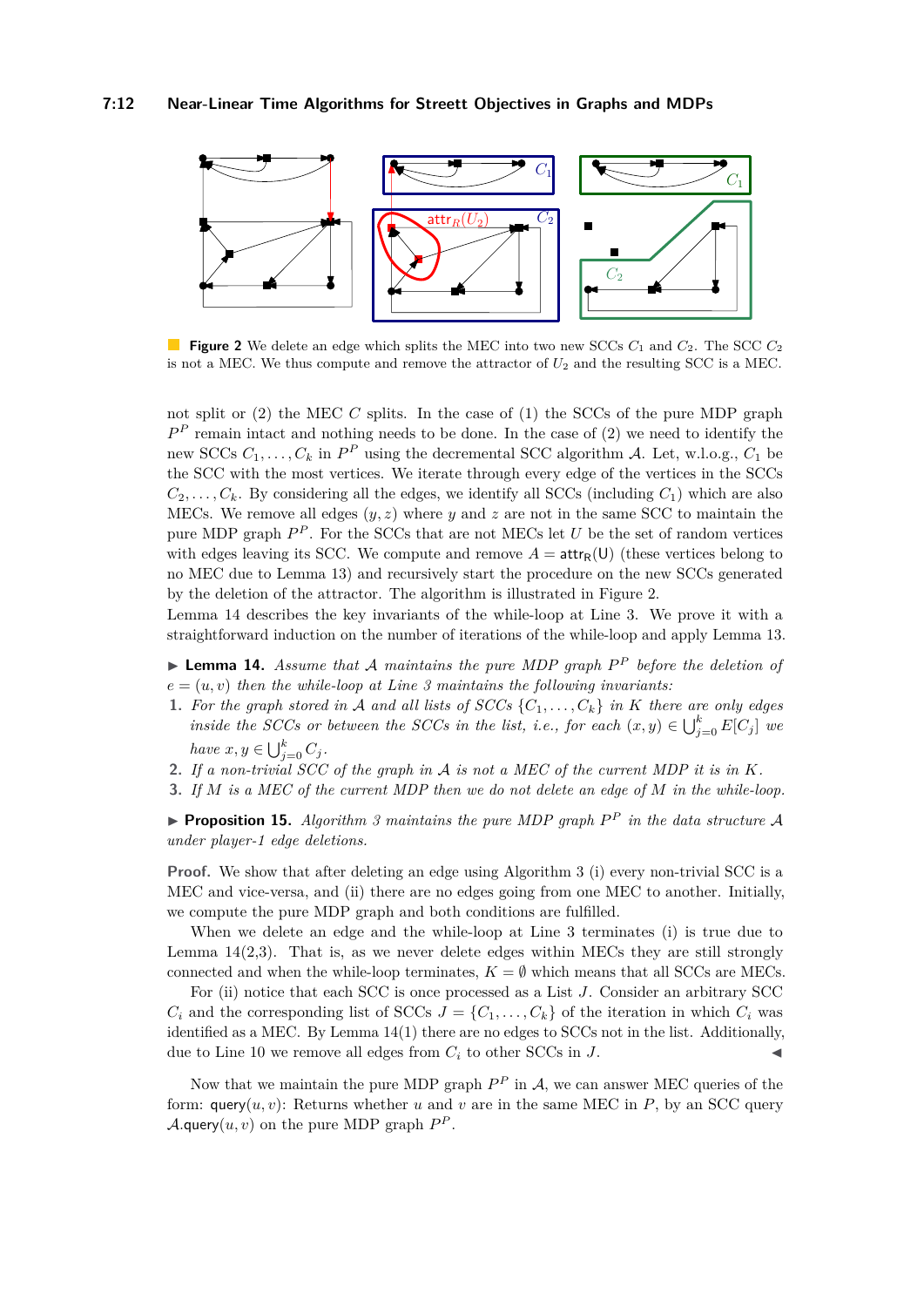**Figure 2** We delete an edge which splits the MEC into two new SCCs $C_1$ and $C_2$. The SCC $C_2$ is not a MEC. We thus compute and remove the attractor of $U_2$ and the resulting SCC is a MEC.

not split or (2) the MEC $C$ splits. In the case of (1) the SCCs of the pure MDP graph $P^P$ remain intact and nothing needs to be done. In the case of (2) we need to identify the new SCCs $C_1, \ldots, C_k$ in $P^P$ using the decremental SCC algorithm $\mathcal{A}$. Let, w.l.o.g., $C_1$ be the SCC with the most vertices. We iterate through every edge of the vertices in the SCCs $C_2, \ldots, C_k$. By considering all the edges, we identify all SCCs (including $C_1$) which are also MECs. We remove all edges $(y, z)$ where $y$ and $z$ are not in the same SCC to maintain the pure MDP graph $P^P$. For the SCCs that are not MECs let $U$ be the set of random vertices with edges leaving its SCC. We compute and remove $A = \mathsf{attr}_\mathsf{R}(\mathsf{U})$ (these vertices belong to no MEC due to Lemma 13) and recursively start the procedure on the new SCCs generated by the deletion of the attractor. The algorithm is illustrated in Figure 2.

Lemma 14 describes the key invariants of the while-loop at Line 3. We prove it with a straightforward induction on the number of iterations of the while-loop and apply Lemma 13.

▶ **Lemma 14.** *Assume that $\mathcal{A}$ maintains the pure MDP graph $P^P$ before the deletion of $e = (u, v)$ then the while-loop at Line 3 maintains the following invariants:*

1. *For the graph stored in $\mathcal{A}$ and all lists of SCCs $\{C_1, \ldots, C_k\}$ in $K$ there are only edges inside the SCCs or between the SCCs in the list, i.e., for each $(x, y) \in \bigcup_{j=0}^{k} E[C_j]$ we have $x, y \in \bigcup_{j=0}^{k} C_j$.*
2. *If a non-trivial SCC of the graph in $\mathcal{A}$ is not a MEC of the current MDP it is in $K$.*
3. *If $M$ is a MEC of the current MDP then we do not delete an edge of $M$ in the while-loop.*

▶ **Proposition 15.** *Algorithm 3 maintains the pure MDP graph $P^P$ in the data structure $\mathcal{A}$ under player-1 edge deletions.*

**Proof.** We show that after deleting an edge using Algorithm 3 (i) every non-trivial SCC is a MEC and vice-versa, and (ii) there are no edges going from one MEC to another. Initially, we compute the pure MDP graph and both conditions are fulfilled.

When we delete an edge and the while-loop at Line 3 terminates (i) is true due to Lemma 14(2,3). That is, as we never delete edges within MECs they are still strongly connected and when the while-loop terminates, $K = \emptyset$ which means that all SCCs are MECs.

For (ii) notice that each SCC is once processed as a List $J$. Consider an arbitrary SCC $C_i$ and the corresponding list of SCCs $J = \{C_1, \ldots, C_k\}$ of the iteration in which $C_i$ was identified as a MEC. By Lemma 14(1) there are no edges to SCCs not in the list. Additionally, due to Line 10 we remove all edges from $C_i$ to other SCCs in $J$. ◀

Now that we maintain the pure MDP graph $P^P$ in $\mathcal{A}$, we can answer MEC queries of the form: $\mathsf{query}(u, v)$: Returns whether $u$ and $v$ are in the same MEC in $P$, by an SCC query $\mathcal{A}.\mathsf{query}(u, v)$ on the pure MDP graph $P^P$.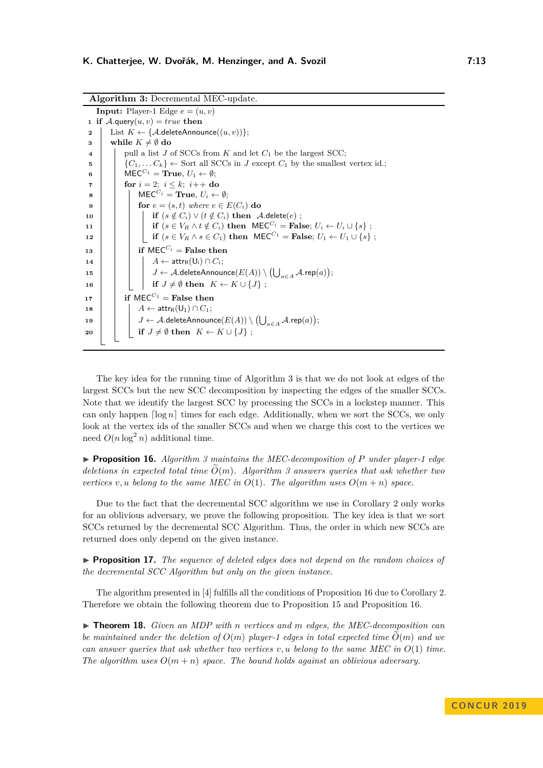**Algorithm 3:** Decremental MEC-update.

```
   Input: Player-1 Edge e = (u, v)
1  if A.query(u, v) = true then
2      List K ← {A.deleteAnnounce((u, v))};
3      while K ≠ ∅ do
4          pull a list J of SCCs from K and let C_1 be the largest SCC;
5          {C_1, ... C_k} ← Sort all SCCs in J except C_1 by the smallest vertex id.;
6          MEC^{C_1} = True, U_1 ← ∅;
7          for i = 2; i ≤ k; i++ do
8              MEC^{C_i} = True, U_i ← ∅;
9              for e = (s, t) where e ∈ E(C_i) do
10                 if (s ∉ C_i) ∨ (t ∉ C_i) then A.delete(e) ;
11                 if (s ∈ V_R ∧ t ∉ C_i) then MEC^{C_i} = False; U_i ← U_i ∪ {s} ;
12                 if (s ∈ V_R ∧ s ∈ C_1) then MEC^{C_1} = False; U_1 ← U_1 ∪ {s} ;
13             if MEC^{C_i} = False then
14                 A ← attr_R(U_i) ∩ C_i;
15                 J ← A.deleteAnnounce(E(A)) \ (⋃_{a∈A} A.rep(a));
16                 if J ≠ ∅ then K ← K ∪ {J} ;
17         if MEC^{C_1} = False then
18             A ← attr_R(U_1) ∩ C_1;
19             J ← A.deleteAnnounce(E(A)) \ (⋃_{a∈A} A.rep(a));
20             if J ≠ ∅ then K ← K ∪ {J} ;
```

The key idea for the running time of Algorithm 3 is that we do not look at edges of the largest SCCs but the new SCC decomposition by inspecting the edges of the smaller SCCs. Note that we identify the largest SCC by processing the SCCs in a lockstep manner. This can only happen $\lceil \log n \rceil$ times for each edge. Additionally, when we sort the SCCs, we only look at the vertex ids of the smaller SCCs and when we charge this cost to the vertices we need $O(n \log^2 n)$ additional time.

▶ **Proposition 16.** *Algorithm 3 maintains the MEC-decomposition of $P$ under player-1 edge deletions in expected total time $\widetilde{O}(m)$. Algorithm 3 answers queries that ask whether two vertices $v, u$ belong to the same MEC in $O(1)$. The algorithm uses $O(m + n)$ space.*

Due to the fact that the decremental SCC algorithm we use in Corollary 2 only works for an oblivious adversary, we prove the following proposition. The key idea is that we sort SCCs returned by the decremental SCC Algorithm. Thus, the order in which new SCCs are returned does only depend on the given instance.

▶ **Proposition 17.** *The sequence of deleted edges does not depend on the random choices of the decremental SCC Algorithm but only on the given instance.*

The algorithm presented in [4] fulfills all the conditions of Proposition 16 due to Corollary 2. Therefore we obtain the following theorem due to Proposition 15 and Proposition 16.

▶ **Theorem 18.** *Given an MDP with $n$ vertices and $m$ edges, the MEC-decomposition can be maintained under the deletion of $O(m)$ player-1 edges in total expected time $\widetilde{O}(m)$ and we can answer queries that ask whether two vertices $v, u$ belong to the same MEC in $O(1)$ time. The algorithm uses $O(m + n)$ space. The bound holds against an oblivious adversary.*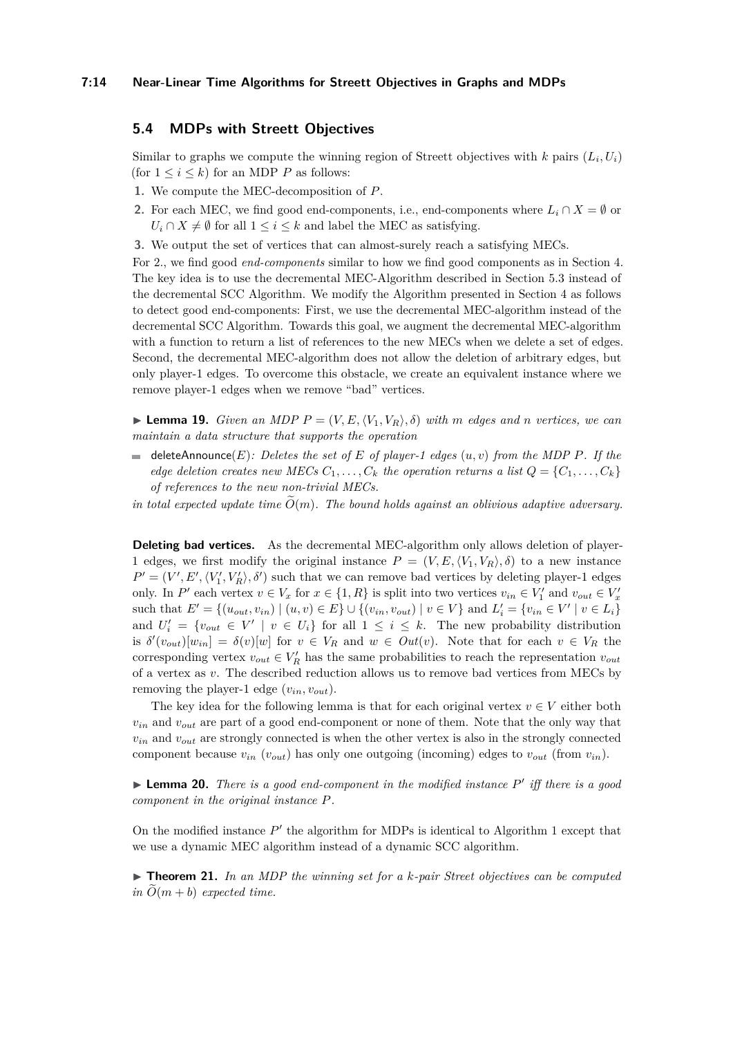## 5.4 MDPs with Streett Objectives

Similar to graphs we compute the winning region of Streett objectives with $k$ pairs $(L_i, U_i)$ (for $1 \leq i \leq k$) for an MDP $P$ as follows:

1. We compute the MEC-decomposition of $P$.
2. For each MEC, we find good end-components, i.e., end-components where $L_i \cap X = \emptyset$ or $U_i \cap X \neq \emptyset$ for all $1 \leq i \leq k$ and label the MEC as satisfying.
3. We output the set of vertices that can almost-surely reach a satisfying MECs.

For 2., we find good *end-components* similar to how we find good components as in Section 4. The key idea is to use the decremental MEC-Algorithm described in Section 5.3 instead of the decremental SCC Algorithm. We modify the Algorithm presented in Section 4 as follows to detect good end-components: First, we use the decremental MEC-algorithm instead of the decremental SCC Algorithm. Towards this goal, we augment the decremental MEC-algorithm with a function to return a list of references to the new MECs when we delete a set of edges. Second, the decremental MEC-algorithm does not allow the deletion of arbitrary edges, but only player-1 edges. To overcome this obstacle, we create an equivalent instance where we remove player-1 edges when we remove "bad" vertices.

▶ **Lemma 19.** *Given an MDP $P = (V, E, \langle V_1, V_R \rangle, \delta)$ with $m$ edges and $n$ vertices, we can maintain a data structure that supports the operation*

- deleteAnnounce$(E)$*: Deletes the set of $E$ of player-1 edges $(u, v)$ from the MDP $P$. If the edge deletion creates new MECs $C_1, \ldots, C_k$ the operation returns a list $Q = \{C_1, \ldots, C_k\}$ of references to the new non-trivial MECs.*

*in total expected update time $\widetilde{O}(m)$. The bound holds against an oblivious adaptive adversary.*

**Deleting bad vertices.** As the decremental MEC-algorithm only allows deletion of player-1 edges, we first modify the original instance $P = (V, E, \langle V_1, V_R \rangle, \delta)$ to a new instance $P' = (V', E', \langle V_1', V_R' \rangle, \delta')$ such that we can remove bad vertices by deleting player-1 edges only. In $P'$ each vertex $v \in V_x$ for $x \in \{1, R\}$ is split into two vertices $v_{in} \in V_1'$ and $v_{out} \in V_x'$ such that $E' = \{(u_{out}, v_{in}) \mid (u, v) \in E\} \cup \{(v_{in}, v_{out}) \mid v \in V\}$ and $L_i' = \{v_{in} \in V' \mid v \in L_i\}$ and $U_i' = \{v_{out} \in V' \mid v \in U_i\}$ for all $1 \leq i \leq k$. The new probability distribution is $\delta'(v_{out})[w_{in}] = \delta(v)[w]$ for $v \in V_R$ and $w \in Out(v)$. Note that for each $v \in V_R$ the corresponding vertex $v_{out} \in V_R'$ has the same probabilities to reach the representation $v_{out}$ of a vertex as $v$. The described reduction allows us to remove bad vertices from MECs by removing the player-1 edge $(v_{in}, v_{out})$.

The key idea for the following lemma is that for each original vertex $v \in V$ either both $v_{in}$ and $v_{out}$ are part of a good end-component or none of them. Note that the only way that $v_{in}$ and $v_{out}$ are strongly connected is when the other vertex is also in the strongly connected component because $v_{in}$ ($v_{out}$) has only one outgoing (incoming) edges to $v_{out}$ (from $v_{in}$).

▶ **Lemma 20.** *There is a good end-component in the modified instance $P'$ iff there is a good component in the original instance $P$.*

On the modified instance $P'$ the algorithm for MDPs is identical to Algorithm 1 except that we use a dynamic MEC algorithm instead of a dynamic SCC algorithm.

▶ **Theorem 21.** *In an MDP the winning set for a $k$-pair Street objectives can be computed in $\widetilde{O}(m + b)$ expected time.*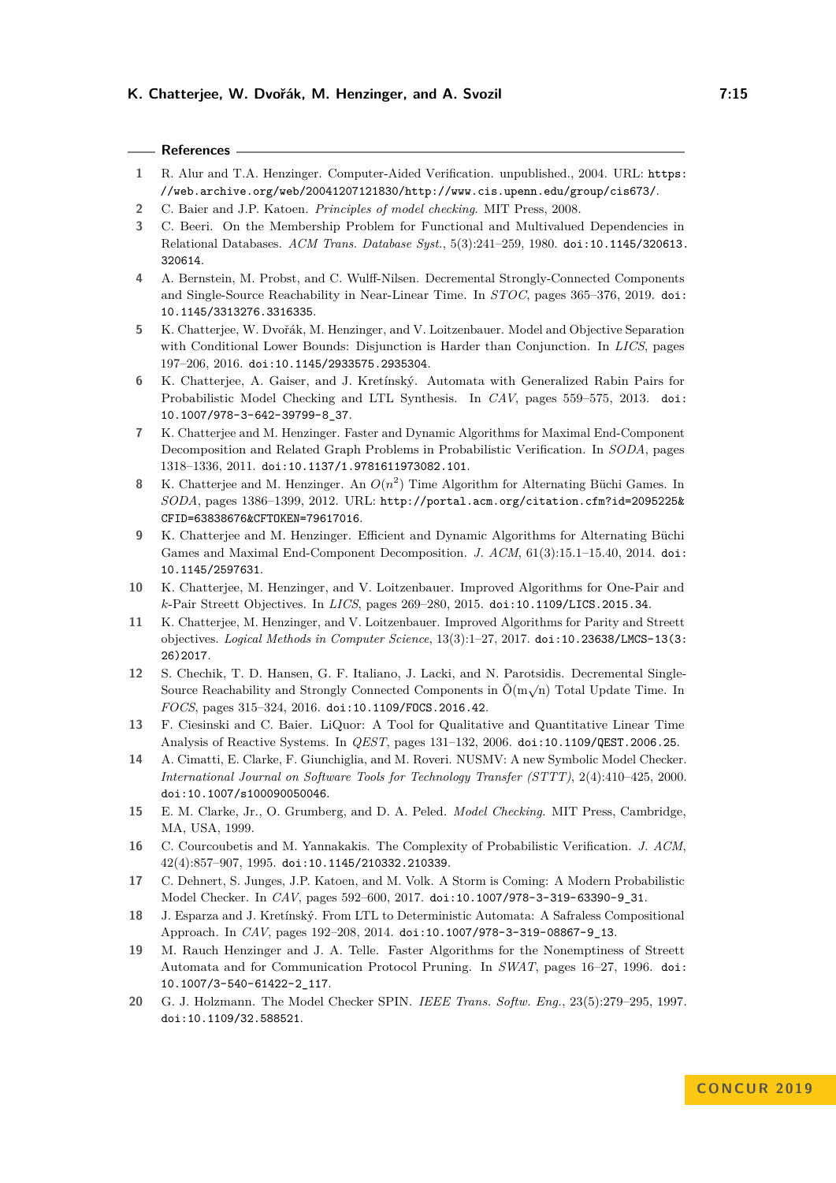## References

1. R. Alur and T.A. Henzinger. Computer-Aided Verification. unpublished., 2004. URL: https://web.archive.org/web/20041207121830/http://www.cis.upenn.edu/group/cis673/.
2. C. Baier and J.P. Katoen. *Principles of model checking*. MIT Press, 2008.
3. C. Beeri. On the Membership Problem for Functional and Multivalued Dependencies in Relational Databases. *ACM Trans. Database Syst.*, 5(3):241–259, 1980. doi:10.1145/320613.320614.
4. A. Bernstein, M. Probst, and C. Wulff-Nilsen. Decremental Strongly-Connected Components and Single-Source Reachability in Near-Linear Time. In *STOC*, pages 365–376, 2019. doi:10.1145/3313276.3316335.
5. K. Chatterjee, W. Dvořák, M. Henzinger, and V. Loitzenbauer. Model and Objective Separation with Conditional Lower Bounds: Disjunction is Harder than Conjunction. In *LICS*, pages 197–206, 2016. doi:10.1145/2933575.2935304.
6. K. Chatterjee, A. Gaiser, and J. Kretínský. Automata with Generalized Rabin Pairs for Probabilistic Model Checking and LTL Synthesis. In *CAV*, pages 559–575, 2013. doi:10.1007/978-3-642-39799-8_37.
7. K. Chatterjee and M. Henzinger. Faster and Dynamic Algorithms for Maximal End-Component Decomposition and Related Graph Problems in Probabilistic Verification. In *SODA*, pages 1318–1336, 2011. doi:10.1137/1.9781611973082.101.
8. K. Chatterjee and M. Henzinger. An $O(n^2)$ Time Algorithm for Alternating Büchi Games. In *SODA*, pages 1386–1399, 2012. URL: http://portal.acm.org/citation.cfm?id=2095225&CFID=63838676&CFTOKEN=79617016.
9. K. Chatterjee and M. Henzinger. Efficient and Dynamic Algorithms for Alternating Büchi Games and Maximal End-Component Decomposition. *J. ACM*, 61(3):15.1–15.40, 2014. doi:10.1145/2597631.
10. K. Chatterjee, M. Henzinger, and V. Loitzenbauer. Improved Algorithms for One-Pair and $k$-Pair Streett Objectives. In *LICS*, pages 269–280, 2015. doi:10.1109/LICS.2015.34.
11. K. Chatterjee, M. Henzinger, and V. Loitzenbauer. Improved Algorithms for Parity and Streett objectives. *Logical Methods in Computer Science*, 13(3):1–27, 2017. doi:10.23638/LMCS-13(3:26)2017.
12. S. Chechik, T. D. Hansen, G. F. Italiano, J. Lacki, and N. Parotsidis. Decremental Single-Source Reachability and Strongly Connected Components in $\tilde{O}(m\sqrt{n})$ Total Update Time. In *FOCS*, pages 315–324, 2016. doi:10.1109/FOCS.2016.42.
13. F. Ciesinski and C. Baier. LiQuor: A Tool for Qualitative and Quantitative Linear Time Analysis of Reactive Systems. In *QEST*, pages 131–132, 2006. doi:10.1109/QEST.2006.25.
14. A. Cimatti, E. Clarke, F. Giunchiglia, and M. Roveri. NUSMV: A new Symbolic Model Checker. *International Journal on Software Tools for Technology Transfer (STTT)*, 2(4):410–425, 2000. doi:10.1007/s100090050046.
15. E. M. Clarke, Jr., O. Grumberg, and D. A. Peled. *Model Checking*. MIT Press, Cambridge, MA, USA, 1999.
16. C. Courcoubetis and M. Yannakakis. The Complexity of Probabilistic Verification. *J. ACM*, 42(4):857–907, 1995. doi:10.1145/210332.210339.
17. C. Dehnert, S. Junges, J.P. Katoen, and M. Volk. A Storm is Coming: A Modern Probabilistic Model Checker. In *CAV*, pages 592–600, 2017. doi:10.1007/978-3-319-63390-9_31.
18. J. Esparza and J. Kretínský. From LTL to Deterministic Automata: A Safraless Compositional Approach. In *CAV*, pages 192–208, 2014. doi:10.1007/978-3-319-08867-9_13.
19. M. Rauch Henzinger and J. A. Telle. Faster Algorithms for the Nonemptiness of Streett Automata and for Communication Protocol Pruning. In *SWAT*, pages 16–27, 1996. doi:10.1007/3-540-61422-2_117.
20. G. J. Holzmann. The Model Checker SPIN. *IEEE Trans. Softw. Eng.*, 23(5):279–295, 1997. doi:10.1109/32.588521.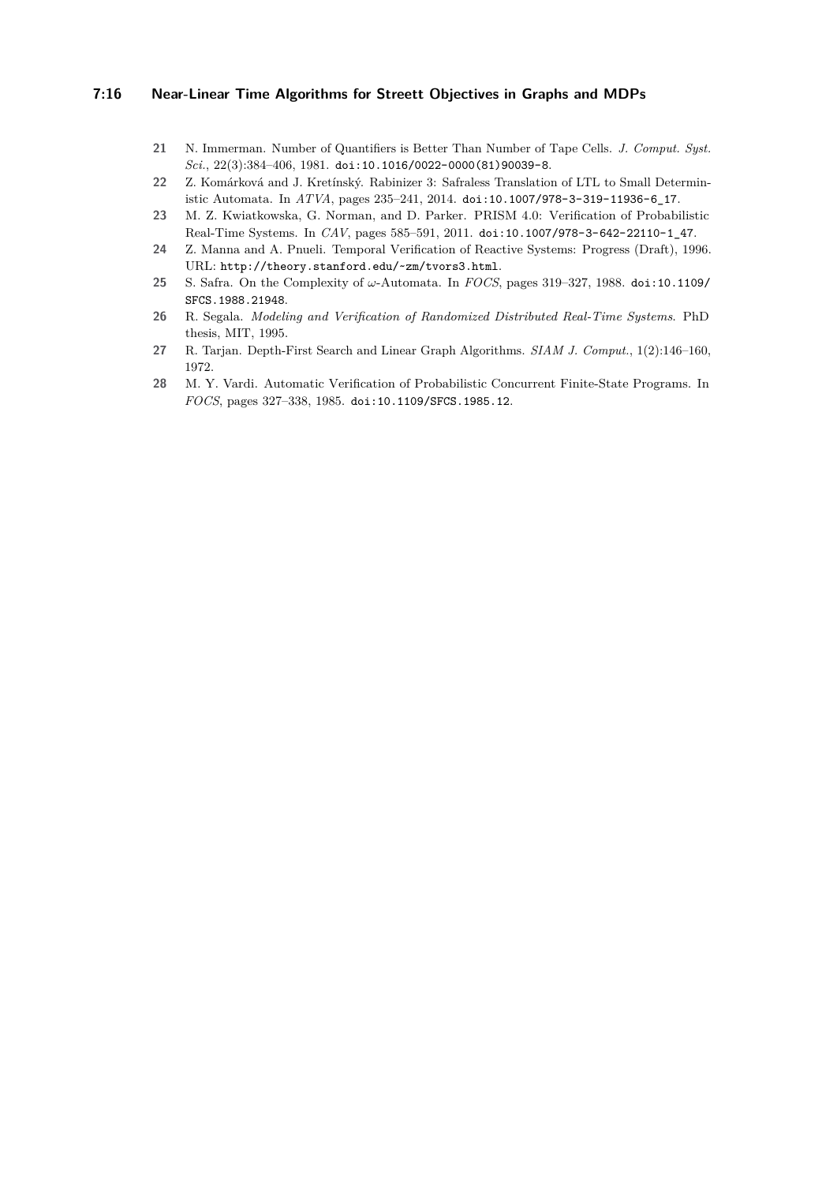21 N. Immerman. Number of Quantifiers is Better Than Number of Tape Cells. *J. Comput. Syst. Sci.*, 22(3):384–406, 1981. doi:10.1016/0022-0000(81)90039-8.

22 Z. Komárková and J. Kretínský. Rabinizer 3: Safraless Translation of LTL to Small Deterministic Automata. In *ATVA*, pages 235–241, 2014. doi:10.1007/978-3-319-11936-6_17.

23 M. Z. Kwiatkowska, G. Norman, and D. Parker. PRISM 4.0: Verification of Probabilistic Real-Time Systems. In *CAV*, pages 585–591, 2011. doi:10.1007/978-3-642-22110-1_47.

24 Z. Manna and A. Pnueli. Temporal Verification of Reactive Systems: Progress (Draft), 1996. URL: http://theory.stanford.edu/~zm/tvors3.html.

25 S. Safra. On the Complexity of $\omega$-Automata. In *FOCS*, pages 319–327, 1988. doi:10.1109/SFCS.1988.21948.

26 R. Segala. *Modeling and Verification of Randomized Distributed Real-Time Systems*. PhD thesis, MIT, 1995.

27 R. Tarjan. Depth-First Search and Linear Graph Algorithms. *SIAM J. Comput.*, 1(2):146–160, 1972.

28 M. Y. Vardi. Automatic Verification of Probabilistic Concurrent Finite-State Programs. In *FOCS*, pages 327–338, 1985. doi:10.1109/SFCS.1985.12.